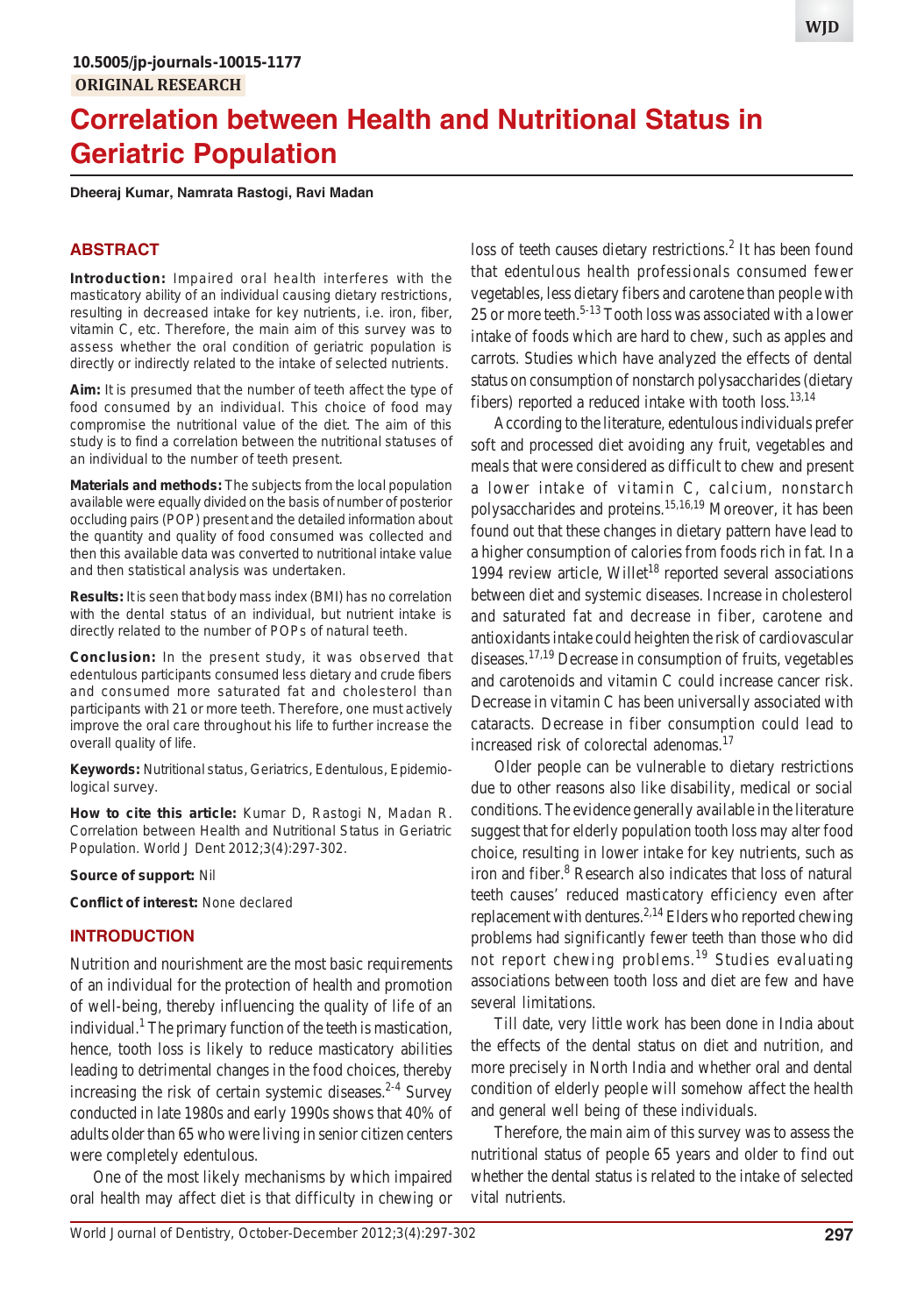10.5005/jp-journals-10015-1177

ORIGINAL RESEARCH

# Correlation between Health and Nutritional Status in Geriatric Population

**Dheeraj Kumar, Namrata Rastogi, Ravi Madan**

## ABSTRACT

**Introduction:** Impaired oral health interferes with the masticatory ability of an individual causing dietary restrictions, resulting in decreased intake for key nutrients, i.e. iron, fiber, vitamin C, etc. Therefore, the main aim of this survey was to assess whether the oral condition of geriatric population is directly or indirectly related to the intake of selected nutrients.

**Aim:** It is presumed that the number of teeth affect the type of food consumed by an individual. This choice of food may compromise the nutritional value of the diet. The aim of this study is to find a correlation between the nutritional statuses of an individual to the number of teeth present.

**Materials and methods:** The subjects from the local population available were equally divided on the basis of number of posterior occluding pairs (POP) present and the detailed information about the quantity and quality of food consumed was collected and then this available data was converted to nutritional intake value and then statistical analysis was undertaken.

**Results:** It is seen that body mass index (BMI) has no correlation with the dental status of an individual, but nutrient intake is directly related to the number of POPs of natural teeth.

**Conclusion:** In the present study, it was observed that edentulous participants consumed less dietary and crude fibers and consumed more saturated fat and cholesterol than participants with 21 or more teeth. Therefore, one must actively improve the oral care throughout his life to further increase the overall quality of life.

**Keywords:** Nutritional status, Geriatrics, Edentulous, Epidemiological survey.

**How to cite this article:** Kumar D, Rastogi N, Madan R. Correlation between Health and Nutritional Status in Geriatric Population. World J Dent 2012;3(4):297-302.

**Source of support:** Nil

**Conflict of interest:** None declared

## INTRODUCTION

Nutrition and nourishment are the most basic requirements of an individual for the protection of health and promotion of well-being, thereby influencing the quality of life of an individual.[1] The primary function of the teeth is mastication, hence, tooth loss is likely to reduce masticatory abilities leading to detrimental changes in the food choices, thereby increasing the risk of certain systemic diseases.[2-4] Survey conducted in late 1980s and early 1990s shows that 40% of adults older than 65 who were living in senior citizen centers were completely edentulous.

One of the most likely mechanisms by which impaired oral health may affect diet is that difficulty in chewing or loss of teeth causes dietary restrictions.[2] It has been found that edentulous health professionals consumed fewer vegetables, less dietary fibers and carotene than people with 25 or more teeth.[5-13] Tooth loss was associated with a lower intake of foods which are hard to chew, such as apples and carrots. Studies which have analyzed the effects of dental status on consumption of nonstarch polysaccharides (dietary fibers) reported a reduced intake with tooth loss.[13,14]

According to the literature, edentulous individuals prefer soft and processed diet avoiding any fruit, vegetables and meals that were considered as difficult to chew and present a lower intake of vitamin C, calcium, nonstarch polysaccharides and proteins.[15,16,19] Moreover, it has been found out that these changes in dietary pattern have lead to a higher consumption of calories from foods rich in fat. In a 1994 review article, Willet[18] reported several associations between diet and systemic diseases. Increase in cholesterol and saturated fat and decrease in fiber, carotene and antioxidants intake could heighten the risk of cardiovascular diseases.[17,19] Decrease in consumption of fruits, vegetables and carotenoids and vitamin C could increase cancer risk. Decrease in vitamin C has been universally associated with cataracts. Decrease in fiber consumption could lead to increased risk of colorectal adenomas.[17]

Older people can be vulnerable to dietary restrictions due to other reasons also like disability, medical or social conditions. The evidence generally available in the literature suggest that for elderly population tooth loss may alter food choice, resulting in lower intake for key nutrients, such as iron and fiber.[8] Research also indicates that loss of natural teeth causes' reduced masticatory efficiency even after replacement with dentures.[2,14] Elders who reported chewing problems had significantly fewer teeth than those who did not report chewing problems.[19] Studies evaluating associations between tooth loss and diet are few and have several limitations.

Till date, very little work has been done in India about the effects of the dental status on diet and nutrition, and more precisely in North India and whether oral and dental condition of elderly people will somehow affect the health and general well being of these individuals.

Therefore, the main aim of this survey was to assess the nutritional status of people 65 years and older to find out whether the dental status is related to the intake of selected vital nutrients.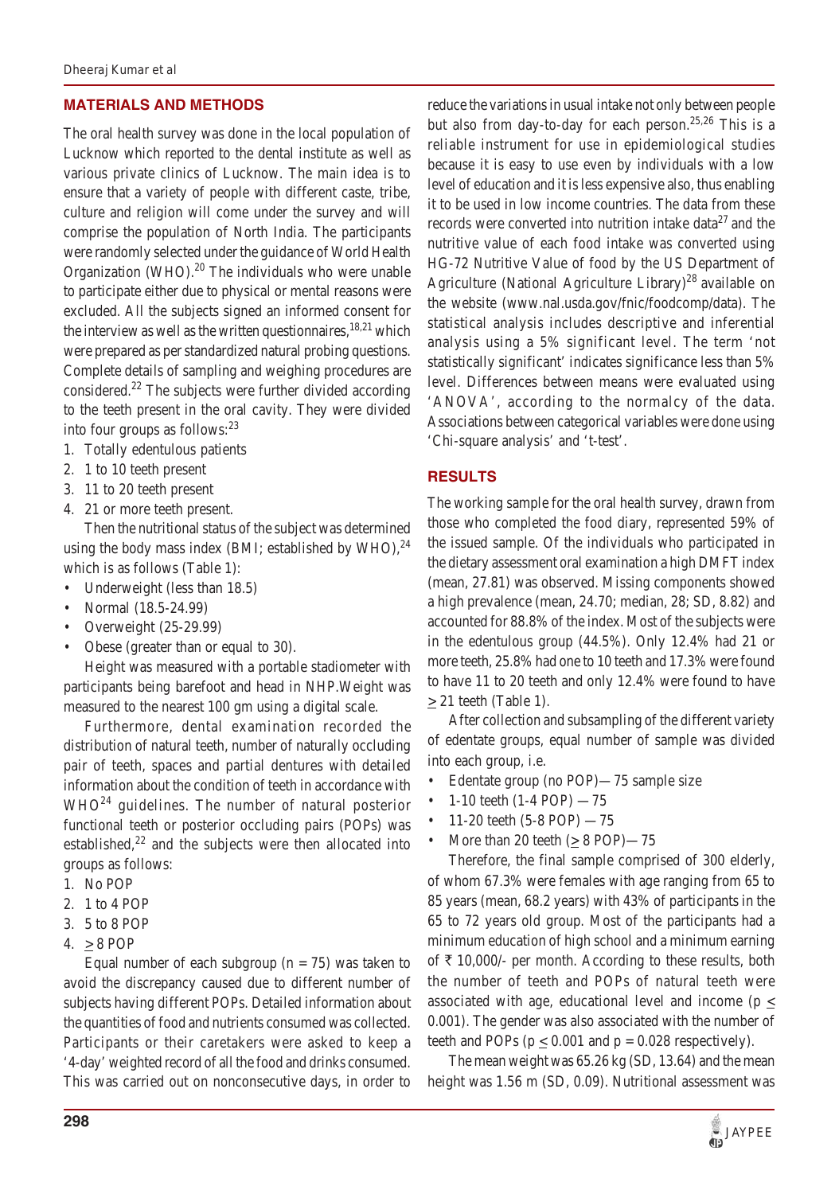## MATERIALS AND METHODS

The oral health survey was done in the local population of Lucknow which reported to the dental institute as well as various private clinics of Lucknow. The main idea is to ensure that a variety of people with different caste, tribe, culture and religion will come under the survey and will comprise the population of North India. The participants were randomly selected under the guidance of World Health Organization (WHO).[20] The individuals who were unable to participate either due to physical or mental reasons were excluded. All the subjects signed an informed consent for the interview as well as the written questionnaires,[18,21] which were prepared as per standardized natural probing questions. Complete details of sampling and weighing procedures are considered.[22] The subjects were further divided according to the teeth present in the oral cavity. They were divided into four groups as follows:[23]

1. Totally edentulous patients
2. 1 to 10 teeth present
3. 11 to 20 teeth present
4. 21 or more teeth present.

Then the nutritional status of the subject was determined using the body mass index (BMI; established by WHO),[24] which is as follows (Table 1):

- Underweight (less than 18.5)
- Normal (18.5-24.99)
- Overweight (25-29.99)
- Obese (greater than or equal to 30).

Height was measured with a portable stadiometer with participants being barefoot and head in NHP.Weight was measured to the nearest 100 gm using a digital scale.

Furthermore, dental examination recorded the distribution of natural teeth, number of naturally occluding pair of teeth, spaces and partial dentures with detailed information about the condition of teeth in accordance with WHO[24] guidelines. The number of natural posterior functional teeth or posterior occluding pairs (POPs) was established,[22] and the subjects were then allocated into groups as follows:

1. No POP
2. 1 to 4 POP
3. 5 to 8 POP
4. ≥ 8 POP

Equal number of each subgroup (n = 75) was taken to avoid the discrepancy caused due to different number of subjects having different POPs. Detailed information about the quantities of food and nutrients consumed was collected. Participants or their caretakers were asked to keep a '4-day' weighted record of all the food and drinks consumed. This was carried out on nonconsecutive days, in order to reduce the variations in usual intake not only between people but also from day-to-day for each person.[25,26] This is a reliable instrument for use in epidemiological studies because it is easy to use even by individuals with a low level of education and it is less expensive also, thus enabling it to be used in low income countries. The data from these records were converted into nutrition intake data[27] and the nutritive value of each food intake was converted using HG-72 Nutritive Value of food by the US Department of Agriculture (National Agriculture Library)[28] available on the website (www.nal.usda.gov/fnic/foodcomp/data). The statistical analysis includes descriptive and inferential analysis using a 5% significant level. The term 'not statistically significant' indicates significance less than 5% level. Differences between means were evaluated using 'ANOVA', according to the normalcy of the data. Associations between categorical variables were done using 'Chi-square analysis' and 't-test'.

## RESULTS

The working sample for the oral health survey, drawn from those who completed the food diary, represented 59% of the issued sample. Of the individuals who participated in the dietary assessment oral examination a high DMFT index (mean, 27.81) was observed. Missing components showed a high prevalence (mean, 24.70; median, 28; SD, 8.82) and accounted for 88.8% of the index. Most of the subjects were in the edentulous group (44.5%). Only 12.4% had 21 or more teeth, 25.8% had one to 10 teeth and 17.3% were found to have 11 to 20 teeth and only 12.4% were found to have ≥ 21 teeth (Table 1).

After collection and subsampling of the different variety of edentate groups, equal number of sample was divided into each group, i.e.

- Edentate group (no POP)—75 sample size
- 1-10 teeth (1-4 POP) —75
- 11-20 teeth (5-8 POP) —75
- More than 20 teeth (≥ 8 POP)—75

Therefore, the final sample comprised of 300 elderly, of whom 67.3% were females with age ranging from 65 to 85 years (mean, 68.2 years) with 43% of participants in the 65 to 72 years old group. Most of the participants had a minimum education of high school and a minimum earning of ₹ 10,000/- per month. According to these results, both the number of teeth and POPs of natural teeth were associated with age, educational level and income ($p \leq 0.001$). The gender was also associated with the number of teeth and POPs ($p \leq 0.001$ and $p = 0.028$ respectively).

The mean weight was 65.26 kg (SD, 13.64) and the mean height was 1.56 m (SD, 0.09). Nutritional assessment was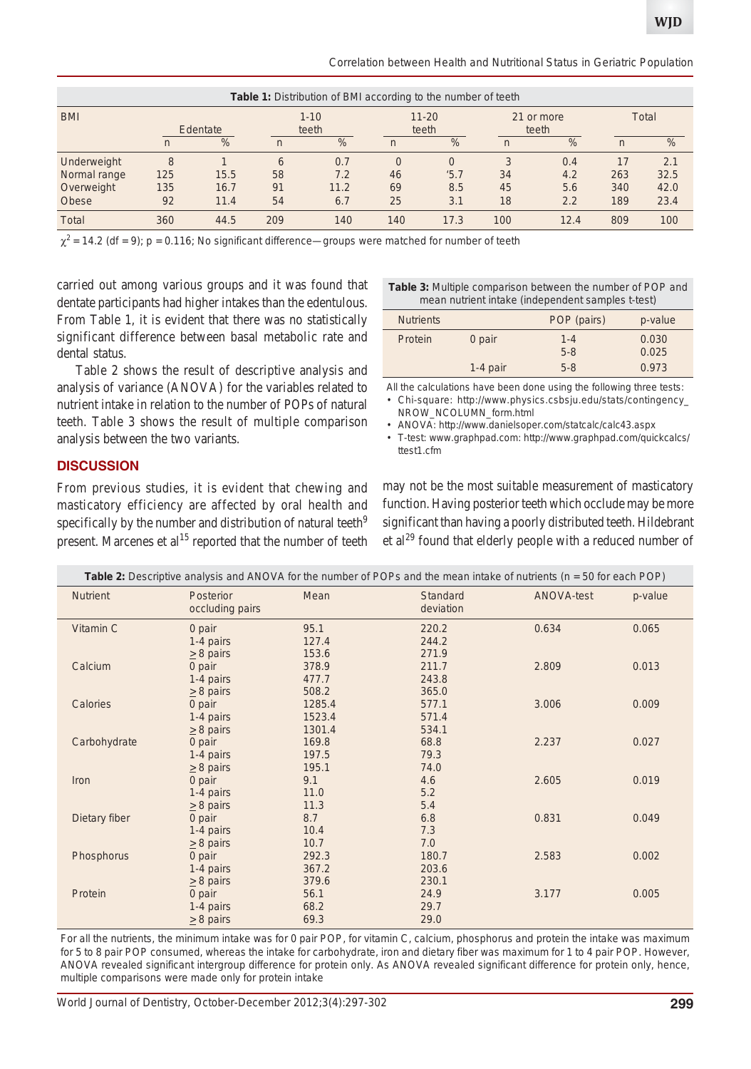**Table 1:** Distribution of BMI according to the number of teeth

| BMI | Edentate | | 1-10 teeth | | 11-20 teeth | | 21 or more teeth | | Total | |
|---|---|---|---|---|---|---|---|---|---|---|
| | n | % | n | % | n | % | n | % | n | % |
| Underweight | 8 | 1 | 6 | 0.7 | 0 | 0 | 3 | 0.4 | 17 | 2.1 |
| Normal range | 125 | 15.5 | 58 | 7.2 | 46 | '5.7 | 34 | 4.2 | 263 | 32.5 |
| Overweight | 135 | 16.7 | 91 | 11.2 | 69 | 8.5 | 45 | 5.6 | 340 | 42.0 |
| Obese | 92 | 11.4 | 54 | 6.7 | 25 | 3.1 | 18 | 2.2 | 189 | 23.4 |
| Total | 360 | 44.5 | 209 | 140 | 140 | 17.3 | 100 | 12.4 | 809 | 100 |

$\chi^2 = 14.2$ (df = 9); p = 0.116; No significant difference—groups were matched for number of teeth

carried out among various groups and it was found that dentate participants had higher intakes than the edentulous. From Table 1, it is evident that there was no statistically significant difference between basal metabolic rate and dental status.

Table 2 shows the result of descriptive analysis and analysis of variance (ANOVA) for the variables related to nutrient intake in relation to the number of POPs of natural teeth. Table 3 shows the result of multiple comparison analysis between the two variants.

## DISCUSSION

From previous studies, it is evident that chewing and masticatory efficiency are affected by oral health and specifically by the number and distribution of natural teeth[9] present. Marcenes et al[15] reported that the number of teeth may not be the most suitable measurement of masticatory function. Having posterior teeth which occlude may be more significant than having a poorly distributed teeth. Hildebrant et al[29] found that elderly people with a reduced number of

**Table 3:** Multiple comparison between the number of POP and mean nutrient intake (independent samples t-test)

| Nutrients | | POP (pairs) | p-value |
|---|---|---|---|
| Protein | 0 pair | 1-4 | 0.030 |
| | | 5-8 | 0.025 |
| | 1-4 pair | 5-8 | 0.973 |

All the calculations have been done using the following three tests:

- Chi-square: http://www.physics.csbsju.edu/stats/contingency_NROW_NCOLUMN_form.html
- ANOVA: http://www.danielsoper.com/statcalc/calc43.aspx
- T-test: www.graphpad.com: http://www.graphpad.com/quickcalcs/ttest1.cfm

**Table 2:** Descriptive analysis and ANOVA for the number of POPs and the mean intake of nutrients (n = 50 for each POP)

| Nutrient | Posterior occluding pairs | Mean | Standard deviation | ANOVA-test | p-value |
|---|---|---|---|---|---|
| Vitamin C | 0 pair | 95.1 | 220.2 | 0.634 | 0.065 |
| | 1-4 pairs | 127.4 | 244.2 | | |
| | ≥ 8 pairs | 153.6 | 271.9 | | |
| Calcium | 0 pair | 378.9 | 211.7 | 2.809 | 0.013 |
| | 1-4 pairs | 477.7 | 243.8 | | |
| | ≥ 8 pairs | 508.2 | 365.0 | | |
| Calories | 0 pair | 1285.4 | 577.1 | 3.006 | 0.009 |
| | 1-4 pairs | 1523.4 | 571.4 | | |
| | ≥ 8 pairs | 1301.4 | 534.1 | | |
| Carbohydrate | 0 pair | 169.8 | 68.8 | 2.237 | 0.027 |
| | 1-4 pairs | 197.5 | 79.3 | | |
| | ≥ 8 pairs | 195.1 | 74.0 | | |
| Iron | 0 pair | 9.1 | 4.6 | 2.605 | 0.019 |
| | 1-4 pairs | 11.0 | 5.2 | | |
| | ≥ 8 pairs | 11.3 | 5.4 | | |
| Dietary fiber | 0 pair | 8.7 | 6.8 | 0.831 | 0.049 |
| | 1-4 pairs | 10.4 | 7.3 | | |
| | ≥ 8 pairs | 10.7 | 7.0 | | |
| Phosphorus | 0 pair | 292.3 | 180.7 | 2.583 | 0.002 |
| | 1-4 pairs | 367.2 | 203.6 | | |
| | ≥ 8 pairs | 379.6 | 230.1 | | |
| Protein | 0 pair | 56.1 | 24.9 | 3.177 | 0.005 |
| | 1-4 pairs | 68.2 | 29.7 | | |
| | ≥ 8 pairs | 69.3 | 29.0 | | |

For all the nutrients, the minimum intake was for 0 pair POP, for vitamin C, calcium, phosphorus and protein the intake was maximum for 5 to 8 pair POP consumed, whereas the intake for carbohydrate, iron and dietary fiber was maximum for 1 to 4 pair POP. However, ANOVA revealed significant intergroup difference for protein only. As ANOVA revealed significant difference for protein only, hence, multiple comparisons were made only for protein intake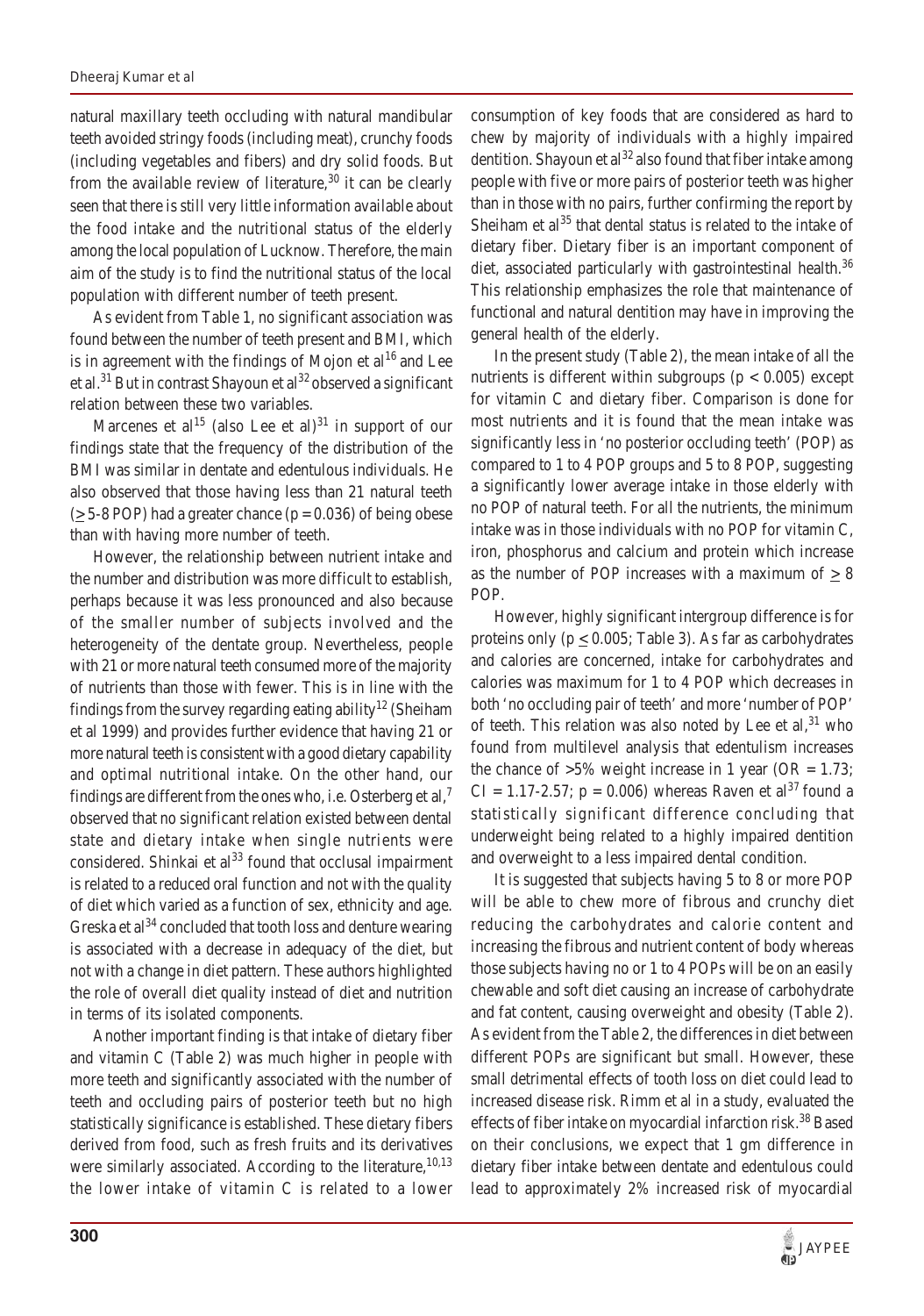natural maxillary teeth occluding with natural mandibular teeth avoided stringy foods (including meat), crunchy foods (including vegetables and fibers) and dry solid foods. But from the available review of literature,[30] it can be clearly seen that there is still very little information available about the food intake and the nutritional status of the elderly among the local population of Lucknow. Therefore, the main aim of the study is to find the nutritional status of the local population with different number of teeth present.

As evident from Table 1, no significant association was found between the number of teeth present and BMI, which is in agreement with the findings of Mojon et al[16] and Lee et al.[31] But in contrast Shayoun et al[32] observed a significant relation between these two variables.

Marcenes et al[15] (also Lee et al)[31] in support of our findings state that the frequency of the distribution of the BMI was similar in dentate and edentulous individuals. He also observed that those having less than 21 natural teeth ($\geq$ 5-8 POP) had a greater chance ($p = 0.036$) of being obese than with having more number of teeth.

However, the relationship between nutrient intake and the number and distribution was more difficult to establish, perhaps because it was less pronounced and also because of the smaller number of subjects involved and the heterogeneity of the dentate group. Nevertheless, people with 21 or more natural teeth consumed more of the majority of nutrients than those with fewer. This is in line with the findings from the survey regarding eating ability[12] (Sheiham et al 1999) and provides further evidence that having 21 or more natural teeth is consistent with a good dietary capability and optimal nutritional intake. On the other hand, our findings are different from the ones who, i.e. Osterberg et al,[7] observed that no significant relation existed between dental state and dietary intake when single nutrients were considered. Shinkai et al[33] found that occlusal impairment is related to a reduced oral function and not with the quality of diet which varied as a function of sex, ethnicity and age. Greska et al[34] concluded that tooth loss and denture wearing is associated with a decrease in adequacy of the diet, but not with a change in diet pattern. These authors highlighted the role of overall diet quality instead of diet and nutrition in terms of its isolated components.

Another important finding is that intake of dietary fiber and vitamin C (Table 2) was much higher in people with more teeth and significantly associated with the number of teeth and occluding pairs of posterior teeth but no high statistically significance is established. These dietary fibers derived from food, such as fresh fruits and its derivatives were similarly associated. According to the literature,[10,13] the lower intake of vitamin C is related to a lower consumption of key foods that are considered as hard to chew by majority of individuals with a highly impaired dentition. Shayoun et al[32] also found that fiber intake among people with five or more pairs of posterior teeth was higher than in those with no pairs, further confirming the report by Sheiham et al[35] that dental status is related to the intake of dietary fiber. Dietary fiber is an important component of diet, associated particularly with gastrointestinal health.[36] This relationship emphasizes the role that maintenance of functional and natural dentition may have in improving the general health of the elderly.

In the present study (Table 2), the mean intake of all the nutrients is different within subgroups ($p < 0.005$) except for vitamin C and dietary fiber. Comparison is done for most nutrients and it is found that the mean intake was significantly less in 'no posterior occluding teeth' (POP) as compared to 1 to 4 POP groups and 5 to 8 POP, suggesting a significantly lower average intake in those elderly with no POP of natural teeth. For all the nutrients, the minimum intake was in those individuals with no POP for vitamin C, iron, phosphorus and calcium and protein which increase as the number of POP increases with a maximum of $\geq$ 8 POP.

However, highly significant intergroup difference is for proteins only ($p \leq 0.005$; Table 3). As far as carbohydrates and calories are concerned, intake for carbohydrates and calories was maximum for 1 to 4 POP which decreases in both 'no occluding pair of teeth' and more 'number of POP' of teeth. This relation was also noted by Lee et al,[31] who found from multilevel analysis that edentulism increases the chance of >5% weight increase in 1 year (OR = 1.73; CI = 1.17-2.57; $p = 0.006$) whereas Raven et al[37] found a statistically significant difference concluding that underweight being related to a highly impaired dentition and overweight to a less impaired dental condition.

It is suggested that subjects having 5 to 8 or more POP will be able to chew more of fibrous and crunchy diet reducing the carbohydrates and calorie content and increasing the fibrous and nutrient content of body whereas those subjects having no or 1 to 4 POPs will be on an easily chewable and soft diet causing an increase of carbohydrate and fat content, causing overweight and obesity (Table 2). As evident from the Table 2, the differences in diet between different POPs are significant but small. However, these small detrimental effects of tooth loss on diet could lead to increased disease risk. Rimm et al in a study, evaluated the effects of fiber intake on myocardial infarction risk.[38] Based on their conclusions, we expect that 1 gm difference in dietary fiber intake between dentate and edentulous could lead to approximately 2% increased risk of myocardial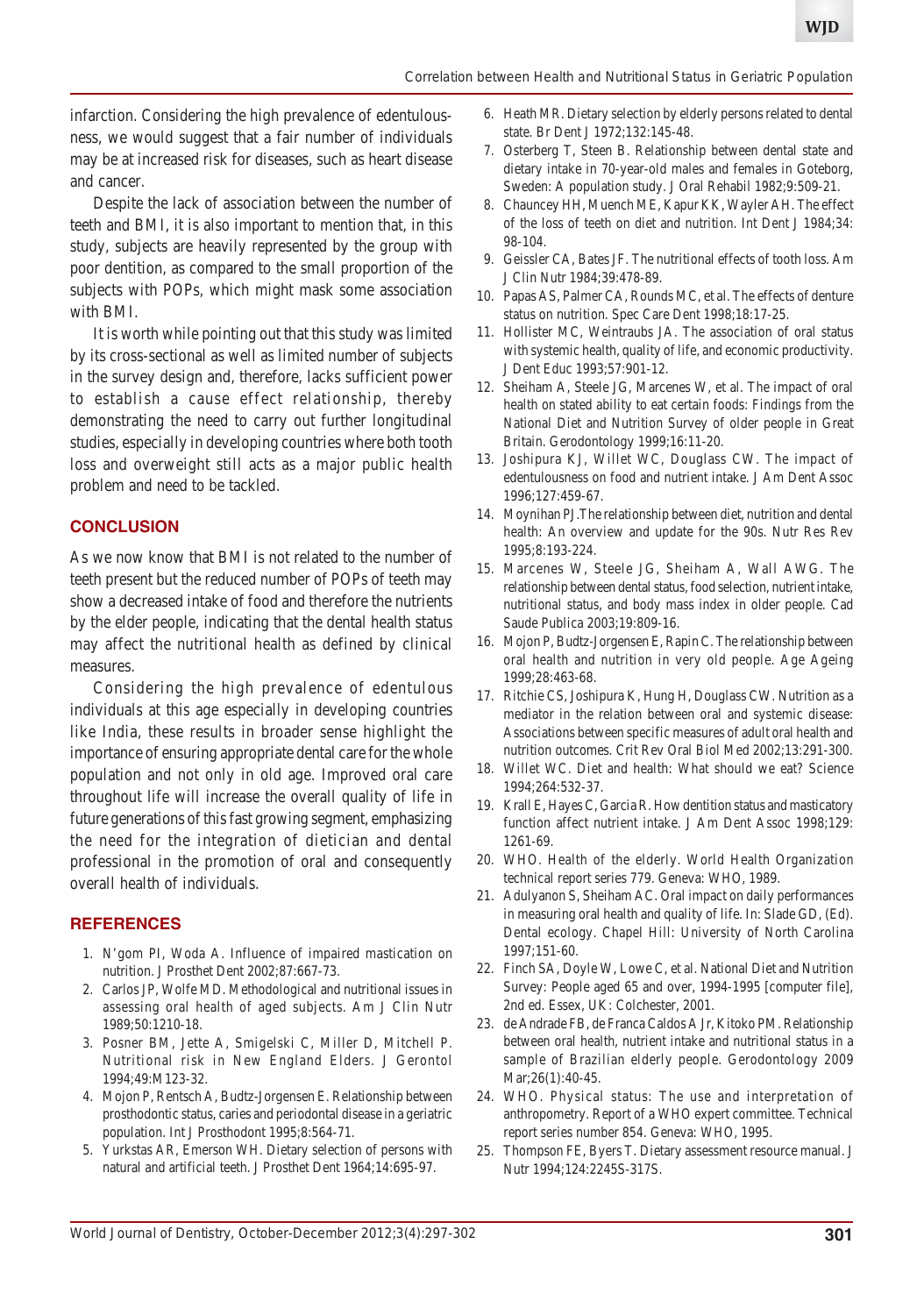infarction. Considering the high prevalence of edentulousness, we would suggest that a fair number of individuals may be at increased risk for diseases, such as heart disease and cancer.

Despite the lack of association between the number of teeth and BMI, it is also important to mention that, in this study, subjects are heavily represented by the group with poor dentition, as compared to the small proportion of the subjects with POPs, which might mask some association with BMI.

It is worth while pointing out that this study was limited by its cross-sectional as well as limited number of subjects in the survey design and, therefore, lacks sufficient power to establish a cause effect relationship, thereby demonstrating the need to carry out further longitudinal studies, especially in developing countries where both tooth loss and overweight still acts as a major public health problem and need to be tackled.

## CONCLUSION

As we now know that BMI is not related to the number of teeth present but the reduced number of POPs of teeth may show a decreased intake of food and therefore the nutrients by the elder people, indicating that the dental health status may affect the nutritional health as defined by clinical measures.

Considering the high prevalence of edentulous individuals at this age especially in developing countries like India, these results in broader sense highlight the importance of ensuring appropriate dental care for the whole population and not only in old age. Improved oral care throughout life will increase the overall quality of life in future generations of this fast growing segment, emphasizing the need for the integration of dietician and dental professional in the promotion of oral and consequently overall health of individuals.

## REFERENCES

1. N'gom PI, Woda A. Influence of impaired mastication on nutrition. J Prosthet Dent 2002;87:667-73.
2. Carlos JP, Wolfe MD. Methodological and nutritional issues in assessing oral health of aged subjects. Am J Clin Nutr 1989;50:1210-18.
3. Posner BM, Jette A, Smigelski C, Miller D, Mitchell P. Nutritional risk in New England Elders. J Gerontol 1994;49:M123-32.
4. Mojon P, Rentsch A, Budtz-Jorgensen E. Relationship between prosthodontic status, caries and periodontal disease in a geriatric population. Int J Prosthodont 1995;8:564-71.
5. Yurkstas AR, Emerson WH. Dietary selection of persons with natural and artificial teeth. J Prosthet Dent 1964;14:695-97.
6. Heath MR. Dietary selection by elderly persons related to dental state. Br Dent J 1972;132:145-48.
7. Osterberg T, Steen B. Relationship between dental state and dietary intake in 70-year-old males and females in Goteborg, Sweden: A population study. J Oral Rehabil 1982;9:509-21.
8. Chauncey HH, Muench ME, Kapur KK, Wayler AH. The effect of the loss of teeth on diet and nutrition. Int Dent J 1984;34: 98-104.
9. Geissler CA, Bates JF. The nutritional effects of tooth loss. Am J Clin Nutr 1984;39:478-89.
10. Papas AS, Palmer CA, Rounds MC, et al. The effects of denture status on nutrition. Spec Care Dent 1998;18:17-25.
11. Hollister MC, Weintraubs JA. The association of oral status with systemic health, quality of life, and economic productivity. J Dent Educ 1993;57:901-12.
12. Sheiham A, Steele JG, Marcenes W, et al. The impact of oral health on stated ability to eat certain foods: Findings from the National Diet and Nutrition Survey of older people in Great Britain. Gerodontology 1999;16:11-20.
13. Joshipura KJ, Willet WC, Douglass CW. The impact of edentulousness on food and nutrient intake. J Am Dent Assoc 1996;127:459-67.
14. Moynihan PJ.The relationship between diet, nutrition and dental health: An overview and update for the 90s. Nutr Res Rev 1995;8:193-224.
15. Marcenes W, Steele JG, Sheiham A, Wall AWG. The relationship between dental status, food selection, nutrient intake, nutritional status, and body mass index in older people. Cad Saude Publica 2003;19:809-16.
16. Mojon P, Budtz-Jorgensen E, Rapin C. The relationship between oral health and nutrition in very old people. Age Ageing 1999;28:463-68.
17. Ritchie CS, Joshipura K, Hung H, Douglass CW. Nutrition as a mediator in the relation between oral and systemic disease: Associations between specific measures of adult oral health and nutrition outcomes. Crit Rev Oral Biol Med 2002;13:291-300.
18. Willet WC. Diet and health: What should we eat? Science 1994;264:532-37.
19. Krall E, Hayes C, Garcia R. How dentition status and masticatory function affect nutrient intake. J Am Dent Assoc 1998;129: 1261-69.
20. WHO. Health of the elderly. World Health Organization technical report series 779. Geneva: WHO, 1989.
21. Adulyanon S, Sheiham AC. Oral impact on daily performances in measuring oral health and quality of life. In: Slade GD, (Ed). Dental ecology. Chapel Hill: University of North Carolina 1997;151-60.
22. Finch SA, Doyle W, Lowe C, et al. National Diet and Nutrition Survey: People aged 65 and over, 1994-1995 [computer file], 2nd ed. Essex, UK: Colchester, 2001.
23. de Andrade FB, de Franca Caldos A Jr, Kitoko PM. Relationship between oral health, nutrient intake and nutritional status in a sample of Brazilian elderly people. Gerodontology 2009 Mar;26(1):40-45.
24. WHO. Physical status: The use and interpretation of anthropometry. Report of a WHO expert committee. Technical report series number 854. Geneva: WHO, 1995.
25. Thompson FE, Byers T. Dietary assessment resource manual. J Nutr 1994;124:2245S-317S.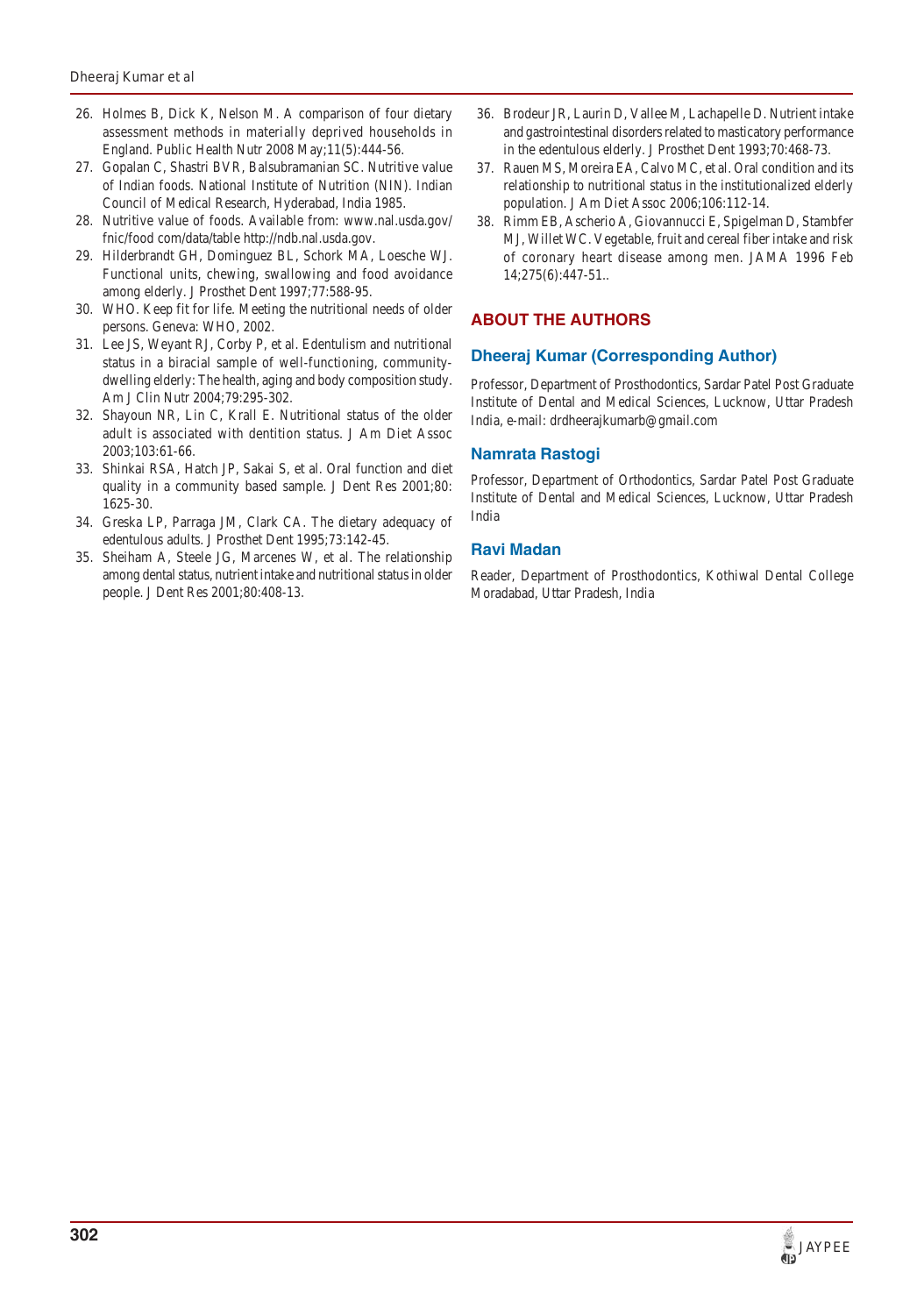26. Holmes B, Dick K, Nelson M. A comparison of four dietary assessment methods in materially deprived households in England. Public Health Nutr 2008 May;11(5):444-56.
27. Gopalan C, Shastri BVR, Balsubramanian SC. Nutritive value of Indian foods. National Institute of Nutrition (NIN). Indian Council of Medical Research, Hyderabad, India 1985.
28. Nutritive value of foods. Available from: www.nal.usda.gov/fnic/food com/data/table http://ndb.nal.usda.gov.
29. Hilderbrandt GH, Dominguez BL, Schork MA, Loesche WJ. Functional units, chewing, swallowing and food avoidance among elderly. J Prosthet Dent 1997;77:588-95.
30. WHO. Keep fit for life. Meeting the nutritional needs of older persons. Geneva: WHO, 2002.
31. Lee JS, Weyant RJ, Corby P, et al. Edentulism and nutritional status in a biracial sample of well-functioning, community-dwelling elderly: The health, aging and body composition study. Am J Clin Nutr 2004;79:295-302.
32. Shayoun NR, Lin C, Krall E. Nutritional status of the older adult is associated with dentition status. J Am Diet Assoc 2003;103:61-66.
33. Shinkai RSA, Hatch JP, Sakai S, et al. Oral function and diet quality in a community based sample. J Dent Res 2001;80: 1625-30.
34. Greska LP, Parraga JM, Clark CA. The dietary adequacy of edentulous adults. J Prosthet Dent 1995;73:142-45.
35. Sheiham A, Steele JG, Marcenes W, et al. The relationship among dental status, nutrient intake and nutritional status in older people. J Dent Res 2001;80:408-13.
36. Brodeur JR, Laurin D, Vallee M, Lachapelle D. Nutrient intake and gastrointestinal disorders related to masticatory performance in the edentulous elderly. J Prosthet Dent 1993;70:468-73.
37. Rauen MS, Moreira EA, Calvo MC, et al. Oral condition and its relationship to nutritional status in the institutionalized elderly population. J Am Diet Assoc 2006;106:112-14.
38. Rimm EB, Ascherio A, Giovannucci E, Spigelman D, Stambfer MJ, Willet WC. Vegetable, fruit and cereal fiber intake and risk of coronary heart disease among men. JAMA 1996 Feb 14;275(6):447-51..

## ABOUT THE AUTHORS

### Dheeraj Kumar (Corresponding Author)

Professor, Department of Prosthodontics, Sardar Patel Post Graduate Institute of Dental and Medical Sciences, Lucknow, Uttar Pradesh India, e-mail: drdheerajkumarb@gmail.com

### Namrata Rastogi

Professor, Department of Orthodontics, Sardar Patel Post Graduate Institute of Dental and Medical Sciences, Lucknow, Uttar Pradesh India

### Ravi Madan

Reader, Department of Prosthodontics, Kothiwal Dental College Moradabad, Uttar Pradesh, India